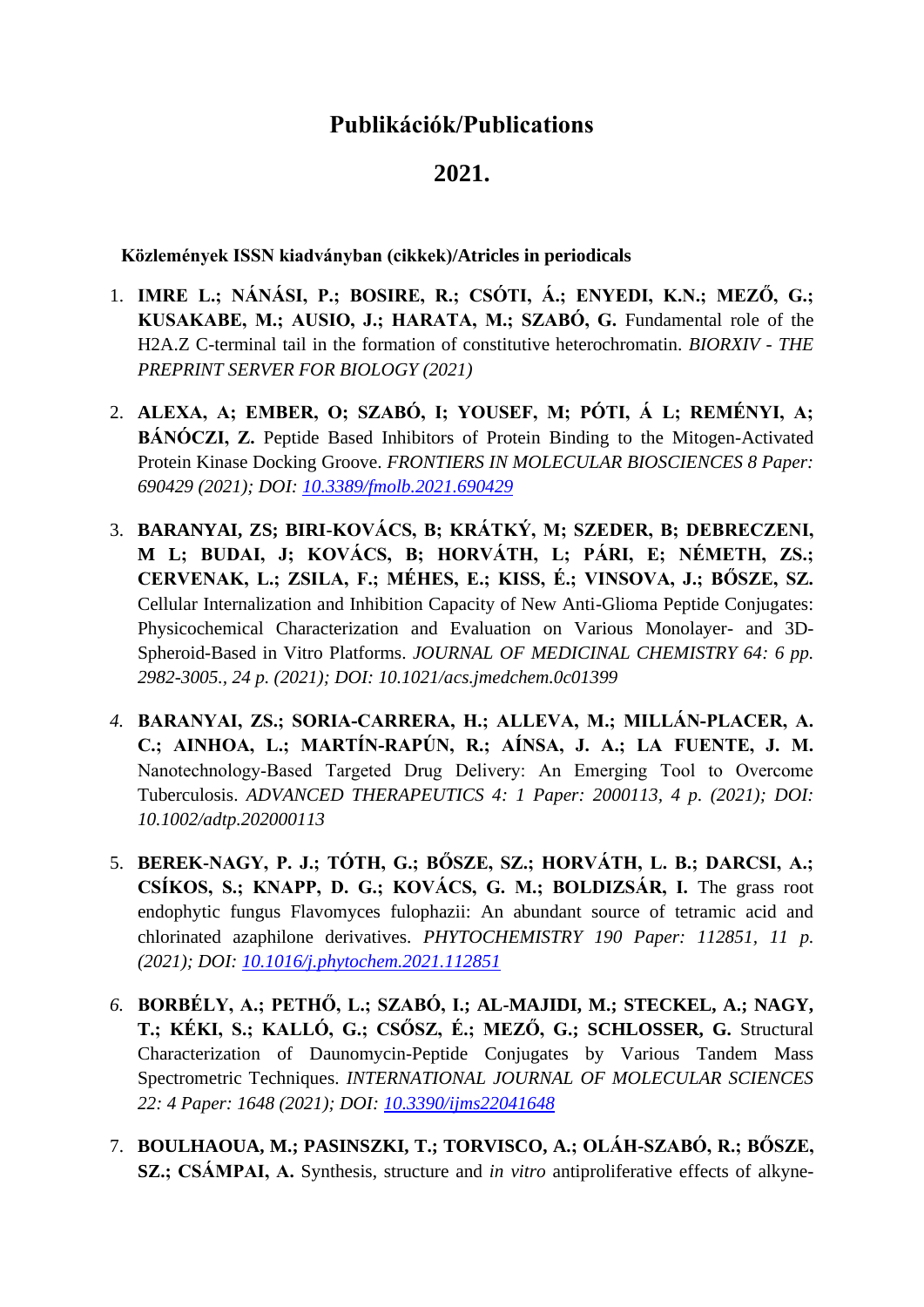# Publikációk/Publications

# 2021.

**Közlemények ISSN kiadványban (cikkek)/Atricles in periodicals**

1. **IMRE L.; NÁNÁSI, P.; BOSIRE, R.; CSÓTI, Á.; ENYEDI, K.N.; MEZŐ, G.; KUSAKABE, M.; AUSIO, J.; HARATA, M.; SZABÓ, G.** Fundamental role of the H2A.Z C-terminal tail in the formation of constitutive heterochromatin. *BIORXIV - THE PREPRINT SERVER FOR BIOLOGY (2021)*

2. **ALEXA, A; EMBER, O; SZABÓ, I; YOUSEF, M; PÓTI, Á L; REMÉNYI, A; BÁNÓCZI, Z.** Peptide Based Inhibitors of Protein Binding to the Mitogen-Activated Protein Kinase Docking Groove. *FRONTIERS IN MOLECULAR BIOSCIENCES 8 Paper: 690429 (2021); DOI: [10.3389/fmolb.2021.690429](10.3389/fmolb.2021.690429)*

3. **BARANYAI, ZS; BIRI-KOVÁCS, B; KRÁTKÝ, M; SZEDER, B; DEBRECZENI, M L; BUDAI, J; KOVÁCS, B; HORVÁTH, L; PÁRI, E; NÉMETH, ZS.; CERVENAK, L.; ZSILA, F.; MÉHES, E.; KISS, É.; VINSOVA, J.; BŐSZE, SZ.** Cellular Internalization and Inhibition Capacity of New Anti-Glioma Peptide Conjugates: Physicochemical Characterization and Evaluation on Various Monolayer- and 3D-Spheroid-Based in Vitro Platforms. *JOURNAL OF MEDICINAL CHEMISTRY 64: 6 pp. 2982-3005., 24 p. (2021); DOI: 10.1021/acs.jmedchem.0c01399*

4. **BARANYAI, ZS.; SORIA-CARRERA, H.; ALLEVA, M.; MILLÁN-PLACER, A. C.; AINHOA, L.; MARTÍN-RAPÚN, R.; AÍNSA, J. A.; LA FUENTE, J. M.** Nanotechnology-Based Targeted Drug Delivery: An Emerging Tool to Overcome Tuberculosis. *ADVANCED THERAPEUTICS 4: 1 Paper: 2000113, 4 p. (2021); DOI: 10.1002/adtp.202000113*

5. **BEREK-NAGY, P. J.; TÓTH, G.; BŐSZE, SZ.; HORVÁTH, L. B.; DARCSI, A.; CSÍKOS, S.; KNAPP, D. G.; KOVÁCS, G. M.; BOLDIZSÁR, I.** The grass root endophytic fungus Flavomyces fulophazii: An abundant source of tetramic acid and chlorinated azaphilone derivatives. *PHYTOCHEMISTRY 190 Paper: 112851, 11 p. (2021); DOI: [10.1016/j.phytochem.2021.112851](10.1016/j.phytochem.2021.112851)*

6. **BORBÉLY, A.; PETHŐ, L.; SZABÓ, I.; AL-MAJIDI, M.; STECKEL, A.; NAGY, T.; KÉKI, S.; KALLÓ, G.; CSŐSZ, É.; MEZŐ, G.; SCHLOSSER, G.** Structural Characterization of Daunomycin-Peptide Conjugates by Various Tandem Mass Spectrometric Techniques. *INTERNATIONAL JOURNAL OF MOLECULAR SCIENCES 22: 4 Paper: 1648 (2021); DOI: [10.3390/ijms22041648](10.3390/ijms22041648)*

7. **BOULHAOUA, M.; PASINSZKI, T.; TORVISCO, A.; OLÁH-SZABÓ, R.; BŐSZE, SZ.; CSÁMPAI, A.** Synthesis, structure and *in vitro* antiproliferative effects of alkyne-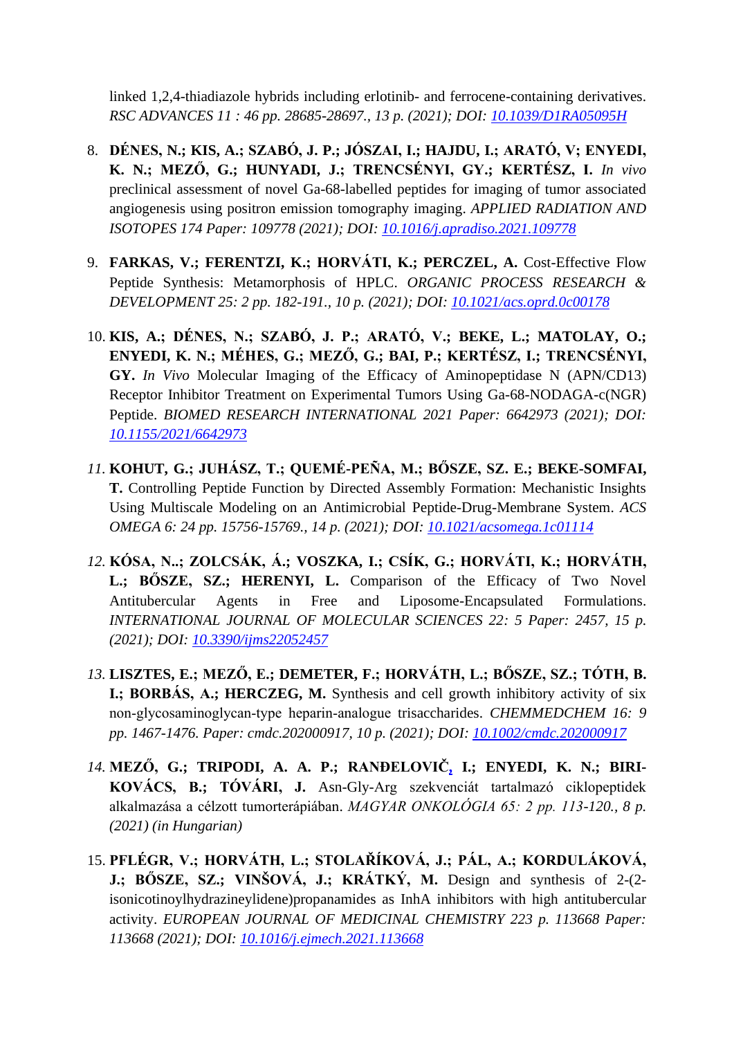linked 1,2,4-thiadiazole hybrids including erlotinib- and ferrocene-containing derivatives. *RSC ADVANCES 11 : 46 pp. 28685-28697., 13 p. (2021); DOI: [10.1039/D1RA05095H](https://doi.org/10.1039/D1RA05095H)*

8. **DÉNES, N.; KIS, A.; SZABÓ, J. P.; JÓSZAI, I.; HAJDU, I.; ARATÓ, V; ENYEDI, K. N.; MEZŐ, G.; HUNYADI, J.; TRENCSÉNYI, GY.; KERTÉSZ, I.** *In vivo* preclinical assessment of novel Ga-68-labelled peptides for imaging of tumor associated angiogenesis using positron emission tomography imaging. *APPLIED RADIATION AND ISOTOPES 174 Paper: 109778 (2021); DOI: [10.1016/j.apradiso.2021.109778](https://doi.org/10.1016/j.apradiso.2021.109778)*

9. **FARKAS, V.; FERENTZI, K.; HORVÁTI, K.; PERCZEL, A.** Cost-Effective Flow Peptide Synthesis: Metamorphosis of HPLC. *ORGANIC PROCESS RESEARCH & DEVELOPMENT 25: 2 pp. 182-191., 10 p. (2021); DOI: [10.1021/acs.oprd.0c00178](https://doi.org/10.1021/acs.oprd.0c00178)*

10. **KIS, A.; DÉNES, N.; SZABÓ, J. P.; ARATÓ, V.; BEKE, L.; MATOLAY, O.; ENYEDI, K. N.; MÉHES, G.; MEZŐ, G.; BAI, P.; KERTÉSZ, I.; TRENCSÉNYI, GY.** *In Vivo* Molecular Imaging of the Efficacy of Aminopeptidase N (APN/CD13) Receptor Inhibitor Treatment on Experimental Tumors Using Ga-68-NODAGA-c(NGR) Peptide. *BIOMED RESEARCH INTERNATIONAL 2021 Paper: 6642973 (2021); DOI: [10.1155/2021/6642973](https://doi.org/10.1155/2021/6642973)*

11. **KOHUT, G.; JUHÁSZ, T.; QUEMÉ-PEÑA, M.; BŐSZE, SZ. E.; BEKE-SOMFAI, T.** Controlling Peptide Function by Directed Assembly Formation: Mechanistic Insights Using Multiscale Modeling on an Antimicrobial Peptide-Drug-Membrane System. *ACS OMEGA 6: 24 pp. 15756-15769., 14 p. (2021); DOI: [10.1021/acsomega.1c01114](https://doi.org/10.1021/acsomega.1c01114)*

12. **KÓSA, N..; ZOLCSÁK, Á.; VOSZKA, I.; CSÍK, G.; HORVÁTI, K.; HORVÁTH, L.; BŐSZE, SZ.; HERENYI, L.** Comparison of the Efficacy of Two Novel Antitubercular Agents in Free and Liposome-Encapsulated Formulations. *INTERNATIONAL JOURNAL OF MOLECULAR SCIENCES 22: 5 Paper: 2457, 15 p. (2021); DOI: [10.3390/ijms22052457](https://doi.org/10.3390/ijms22052457)*

13. **LISZTES, E.; MEZŐ, E.; DEMETER, F.; HORVÁTH, L.; BŐSZE, SZ.; TÓTH, B. I.; BORBÁS, A.; HERCZEG, M.** Synthesis and cell growth inhibitory activity of six non-glycosaminoglycan-type heparin-analogue trisaccharides. *CHEMMEDCHEM 16: 9 pp. 1467-1476. Paper: cmdc.202000917, 10 p. (2021); DOI: [10.1002/cmdc.202000917](https://doi.org/10.1002/cmdc.202000917)*

14. **MEZŐ, G.; TRIPODI, A. A. P.; RANĐELOVIČ, I.; ENYEDI, K. N.; BIRI-KOVÁCS, B.; TÓVÁRI, J.** Asn-Gly-Arg szekvenciát tartalmazó ciklopeptidek alkalmazása a célzott tumorterápiában. *MAGYAR ONKOLÓGIA 65: 2 pp. 113-120., 8 p. (2021) (in Hungarian)*

15. **PFLÉGR, V.; HORVÁTH, L.; STOLAŘÍKOVÁ, J.; PÁL, A.; KORDULÁKOVÁ, J.; BŐSZE, SZ.; VINŠOVÁ, J.; KRÁTKÝ, M.** Design and synthesis of 2-(2-isonicotinoylhydrazineylidene)propanamides as InhA inhibitors with high antitubercular activity. *EUROPEAN JOURNAL OF MEDICINAL CHEMISTRY 223 p. 113668 Paper: 113668 (2021); DOI: [10.1016/j.ejmech.2021.113668](https://doi.org/10.1016/j.ejmech.2021.113668)*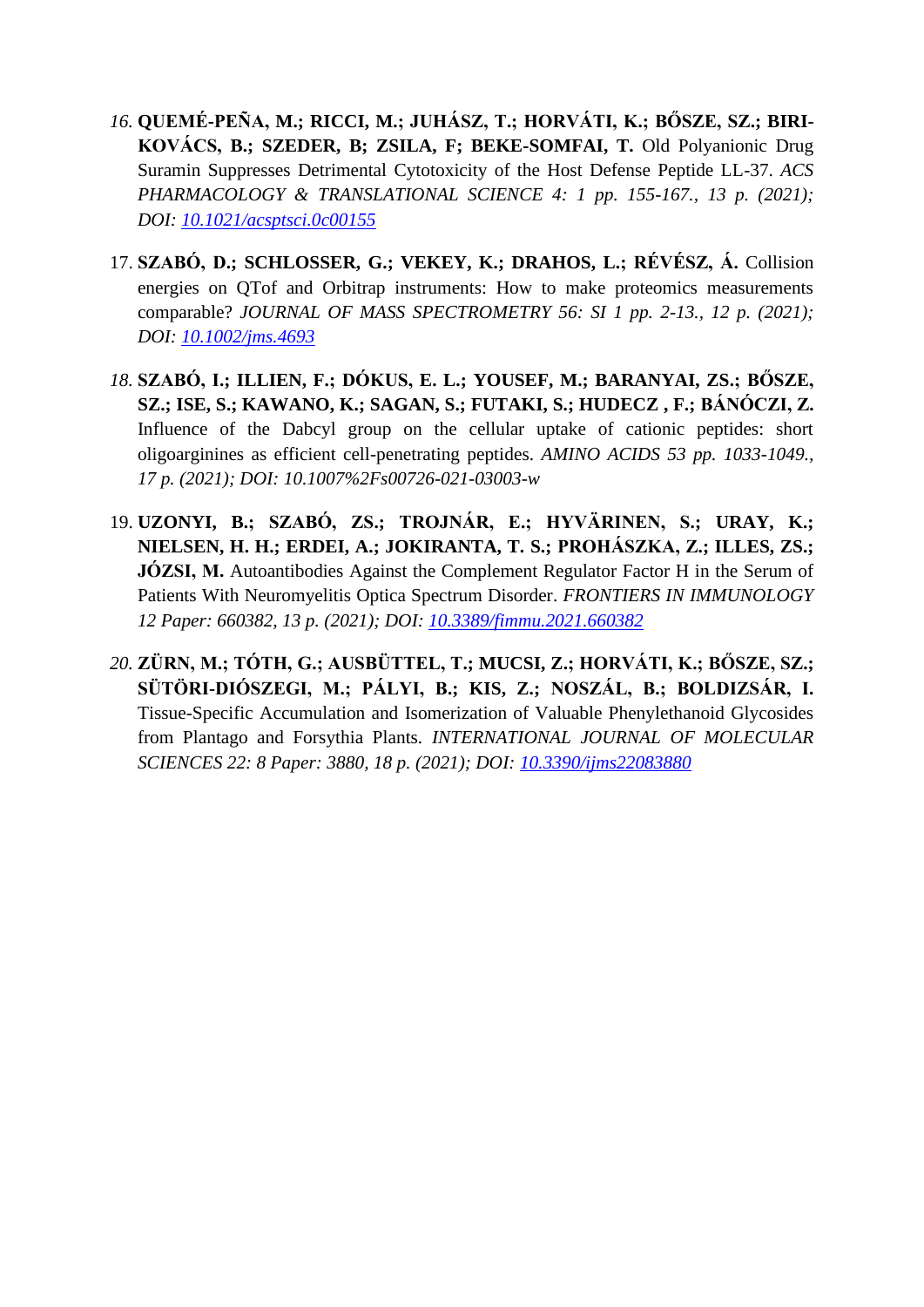16. **QUEMÉ-PEÑA, M.; RICCI, M.; JUHÁSZ, T.; HORVÁTI, K.; BŐSZE, SZ.; BIRI-KOVÁCS, B.; SZEDER, B; ZSILA, F; BEKE-SOMFAI, T.** Old Polyanionic Drug Suramin Suppresses Detrimental Cytotoxicity of the Host Defense Peptide LL-37. *ACS PHARMACOLOGY & TRANSLATIONAL SCIENCE 4: 1 pp. 155-167., 13 p. (2021); DOI: [10.1021/acsptsci.0c00155](https://doi.org/10.1021/acsptsci.0c00155)*

17. **SZABÓ, D.; SCHLOSSER, G.; VEKEY, K.; DRAHOS, L.; RÉVÉSZ, Á.** Collision energies on QTof and Orbitrap instruments: How to make proteomics measurements comparable? *JOURNAL OF MASS SPECTROMETRY 56: SI 1 pp. 2-13., 12 p. (2021); DOI: [10.1002/jms.4693](https://doi.org/10.1002/jms.4693)*

18. **SZABÓ, I.; ILLIEN, F.; DÓKUS, E. L.; YOUSEF, M.; BARANYAI, ZS.; BŐSZE, SZ.; ISE, S.; KAWANO, K.; SAGAN, S.; FUTAKI, S.; HUDECZ , F.; BÁNÓCZI, Z.** Influence of the Dabcyl group on the cellular uptake of cationic peptides: short oligoarginines as efficient cell-penetrating peptides. *AMINO ACIDS 53 pp. 1033-1049., 17 p. (2021); DOI: 10.1007%2Fs00726-021-03003-w*

19. **UZONYI, B.; SZABÓ, ZS.; TROJNÁR, E.; HYVÄRINEN, S.; URAY, K.; NIELSEN, H. H.; ERDEI, A.; JOKIRANTA, T. S.; PROHÁSZKA, Z.; ILLES, ZS.; JÓZSI, M.** Autoantibodies Against the Complement Regulator Factor H in the Serum of Patients With Neuromyelitis Optica Spectrum Disorder. *FRONTIERS IN IMMUNOLOGY 12 Paper: 660382, 13 p. (2021); DOI: [10.3389/fimmu.2021.660382](https://doi.org/10.3389/fimmu.2021.660382)*

20. **ZÜRN, M.; TÓTH, G.; AUSBÜTTEL, T.; MUCSI, Z.; HORVÁTI, K.; BŐSZE, SZ.; SÜTÖRI-DIÓSZEGI, M.; PÁLYI, B.; KIS, Z.; NOSZÁL, B.; BOLDIZSÁR, I.** Tissue-Specific Accumulation and Isomerization of Valuable Phenylethanoid Glycosides from Plantago and Forsythia Plants. *INTERNATIONAL JOURNAL OF MOLECULAR SCIENCES 22: 8 Paper: 3880, 18 p. (2021); DOI: [10.3390/ijms22083880](https://doi.org/10.3390/ijms22083880)*